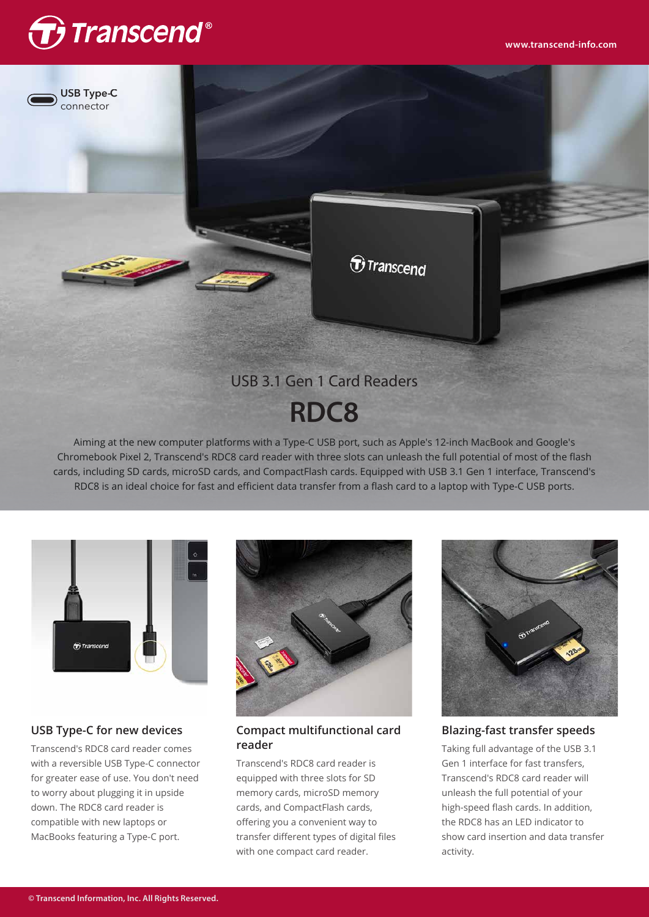USB Type-C connector

USB 3.1 Gen 1 Card Readers

# RDC8

Aiming at the new computer platforms with a Type-C USB port, such as Apple's 12-inch MacBook and Google's Chromebook Pixel 2, Transcend's RDC8 card reader with three slots can unleash the full potential of most of the flash cards, including SD cards, microSD cards, and CompactFlash cards. Equipped with USB 3.1 Gen 1 interface, Transcend's RDC8 is an ideal choice for fast and efficient data transfer from a flash card to a laptop with Type-C USB ports.

## USB Type-C for new devices

Transcend's RDC8 card reader comes with a reversible USB Type-C connector for greater ease of use. You don't need to worry about plugging it in upside down. The RDC8 card reader is compatible with new laptops or MacBooks featuring a Type-C port.

## Compact multifunctional card reader

Transcend's RDC8 card reader is equipped with three slots for SD memory cards, microSD memory cards, and CompactFlash cards, offering you a convenient way to transfer different types of digital files with one compact card reader.

## Blazing-fast transfer speeds

Taking full advantage of the USB 3.1 Gen 1 interface for fast transfers, Transcend's RDC8 card reader will unleash the full potential of your high-speed flash cards. In addition, the RDC8 has an LED indicator to show card insertion and data transfer activity.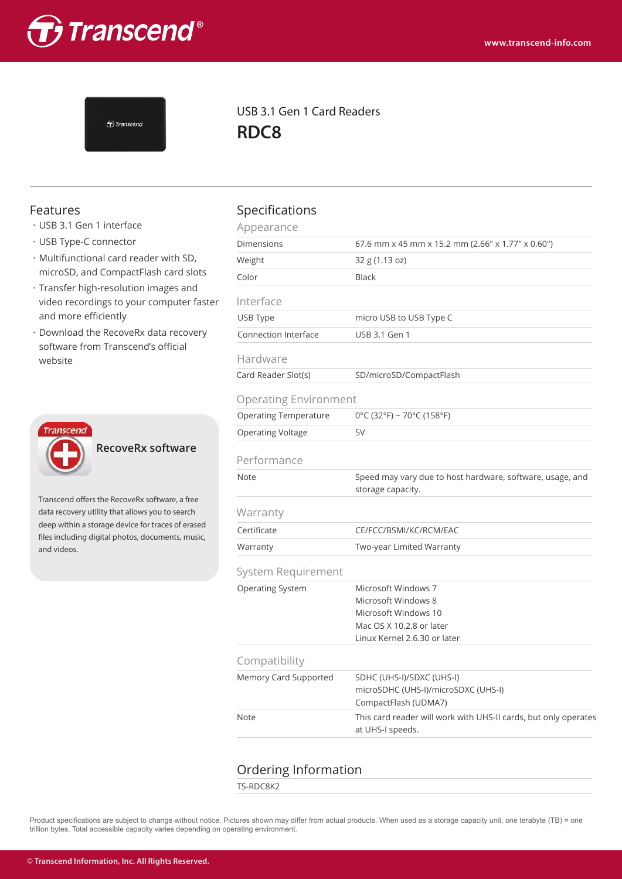USB 3.1 Gen 1 Card Readers

# RDC8

## Features

- USB 3.1 Gen 1 interface
- USB Type-C connector
- Multifunctional card reader with SD, microSD, and CompactFlash card slots
- Transfer high-resolution images and video recordings to your computer faster and more efficiently
- Download the RecoveRx data recovery software from Transcend's official website

### RecoveRx software

Transcend offers the RecoveRx software, a free data recovery utility that allows you to search deep within a storage device for traces of erased files including digital photos, documents, music, and videos.

## Specifications

### Appearance

| | |
|---|---|
| Dimensions | 67.6 mm x 45 mm x 15.2 mm (2.66" x 1.77" x 0.60") |
| Weight | 32 g (1.13 oz) |
| Color | Black |

### Interface

| | |
|---|---|
| USB Type | micro USB to USB Type C |
| Connection Interface | USB 3.1 Gen 1 |

### Hardware

| | |
|---|---|
| Card Reader Slot(s) | SD/microSD/CompactFlash |

### Operating Environment

| | |
|---|---|
| Operating Temperature | 0°C (32°F) ~ 70°C (158°F) |
| Operating Voltage | 5V |

### Performance

| | |
|---|---|
| Note | Speed may vary due to host hardware, software, usage, and storage capacity. |

### Warranty

| | |
|---|---|
| Certificate | CE/FCC/BSMI/KC/RCM/EAC |
| Warranty | Two-year Limited Warranty |

### System Requirement

| | |
|---|---|
| Operating System | Microsoft Windows 7<br>Microsoft Windows 8<br>Microsoft Windows 10<br>Mac OS X 10.2.8 or later<br>Linux Kernel 2.6.30 or later |

### Compatibility

| | |
|---|---|
| Memory Card Supported | SDHC (UHS-I)/SDXC (UHS-I)<br>microSDHC (UHS-I)/microSDXC (UHS-I)<br>CompactFlash (UDMA7) |
| Note | This card reader will work with UHS-II cards, but only operates at UHS-I speeds. |

## Ordering Information

TS-RDC8K2

Product specifications are subject to change without notice. Pictures shown may differ from actual products. When used as a storage capacity unit, one terabyte (TB) = one trillion bytes. Total accessible capacity varies depending on operating environment.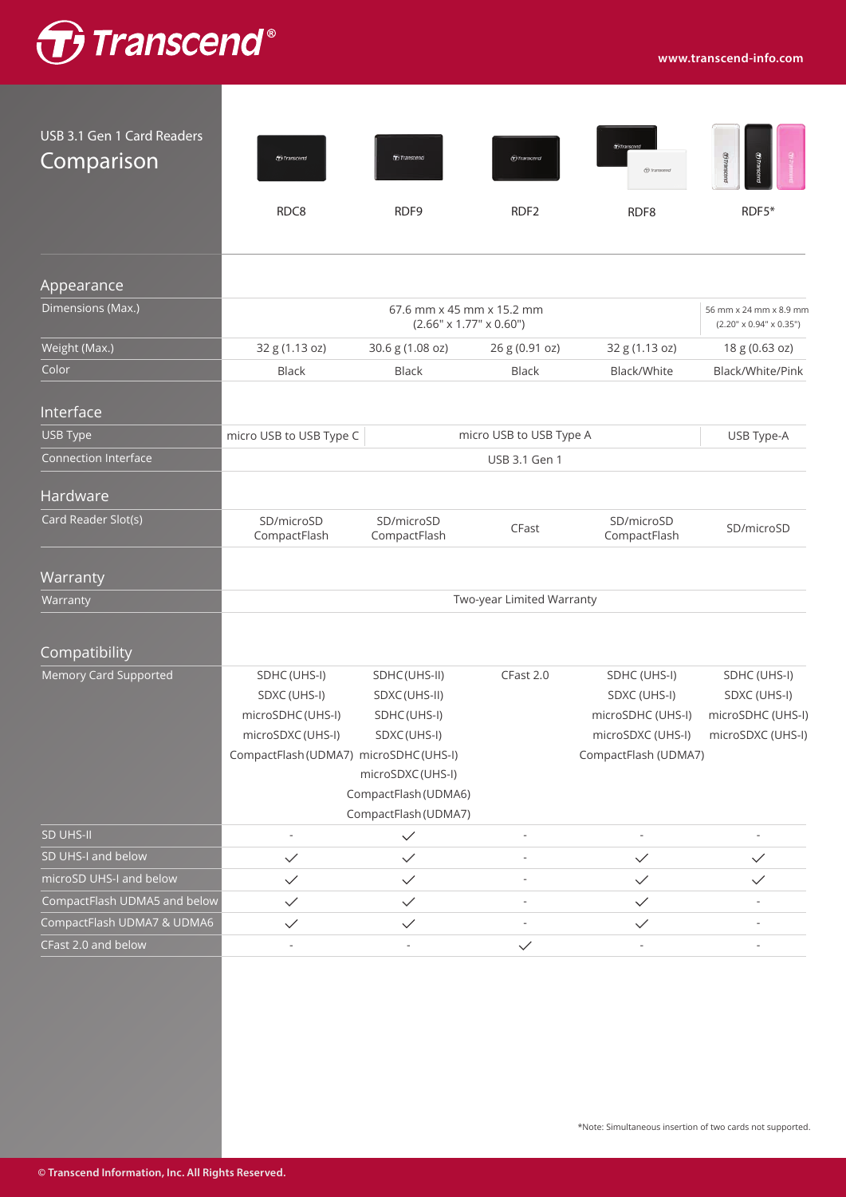## USB 3.1 Gen 1 Card Readers

# Comparison

| | RDC8 | RDF9 | RDF2 | RDF8 | RDF5* |
|---|---|---|---|---|---|
| **Appearance** | | | | | |
| Dimensions (Max.) | 67.6 mm x 45 mm x 15.2 mm (2.66" x 1.77" x 0.60") | 67.6 mm x 45 mm x 15.2 mm (2.66" x 1.77" x 0.60") | 67.6 mm x 45 mm x 15.2 mm (2.66" x 1.77" x 0.60") | 67.6 mm x 45 mm x 15.2 mm (2.66" x 1.77" x 0.60") | 56 mm x 24 mm x 8.9 mm (2.20" x 0.94" x 0.35") |
| Weight (Max.) | 32 g (1.13 oz) | 30.6 g (1.08 oz) | 26 g (0.91 oz) | 32 g (1.13 oz) | 18 g (0.63 oz) |
| Color | Black | Black | Black | Black/White | Black/White/Pink |
| **Interface** | | | | | |
| USB Type | micro USB to USB Type C | micro USB to USB Type A | micro USB to USB Type A | micro USB to USB Type A | USB Type-A |
| Connection Interface | USB 3.1 Gen 1 | USB 3.1 Gen 1 | USB 3.1 Gen 1 | USB 3.1 Gen 1 | USB 3.1 Gen 1 |
| **Hardware** | | | | | |
| Card Reader Slot(s) | SD/microSD CompactFlash | SD/microSD CompactFlash | CFast | SD/microSD CompactFlash | SD/microSD |
| **Warranty** | | | | | |
| Warranty | Two-year Limited Warranty | Two-year Limited Warranty | Two-year Limited Warranty | Two-year Limited Warranty | Two-year Limited Warranty |
| **Compatibility** | | | | | |
| Memory Card Supported | SDHC (UHS-I)<br>SDXC (UHS-I)<br>microSDHC (UHS-I)<br>microSDXC (UHS-I)<br>CompactFlash (UDMA7) | SDHC (UHS-II)<br>SDXC (UHS-II)<br>SDHC (UHS-I)<br>SDXC (UHS-I)<br>microSDHC (UHS-I)<br>microSDXC (UHS-I)<br>CompactFlash (UDMA6)<br>CompactFlash (UDMA7) | CFast 2.0 | SDHC (UHS-I)<br>SDXC (UHS-I)<br>microSDHC (UHS-I)<br>microSDXC (UHS-I)<br>CompactFlash (UDMA7) | SDHC (UHS-I)<br>SDXC (UHS-I)<br>microSDHC (UHS-I)<br>microSDXC (UHS-I) |
| SD UHS-II | - | ✓ | - | - | - |
| SD UHS-I and below | ✓ | ✓ | - | ✓ | ✓ |
| microSD UHS-I and below | ✓ | ✓ | - | ✓ | ✓ |
| CompactFlash UDMA5 and below | ✓ | ✓ | - | ✓ | - |
| CompactFlash UDMA7 & UDMA6 | ✓ | ✓ | - | ✓ | - |
| CFast 2.0 and below | - | - | ✓ | - | - |

*Note: Simultaneous insertion of two cards not supported.